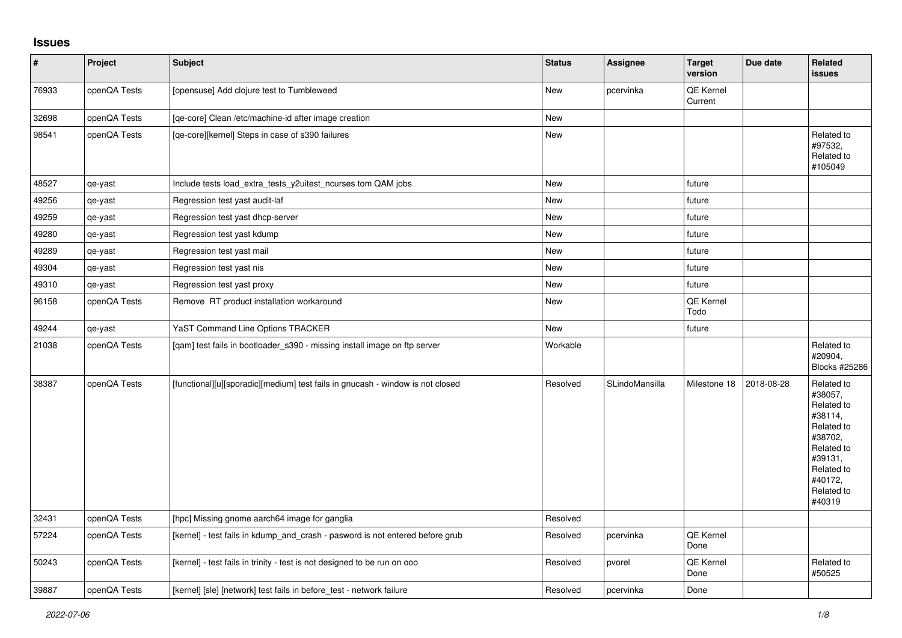## Issues

| # | Project | Subject | Status | Assignee | Target version | Due date | Related issues |
|---|---|---|---|---|---|---|---|
| 76933 | openQA Tests | [opensuse] Add clojure test to Tumbleweed | New | pcervinka | QE Kernel Current | | |
| 32698 | openQA Tests | [qe-core] Clean /etc/machine-id after image creation | New | | | | |
| 98541 | openQA Tests | [qe-core][kernel] Steps in case of s390 failures | New | | | | Related to #97532, Related to #105049 |
| 48527 | qe-yast | Include tests load_extra_tests_y2uitest_ncurses tom QAM jobs | New | | future | | |
| 49256 | qe-yast | Regression test yast audit-laf | New | | future | | |
| 49259 | qe-yast | Regression test yast dhcp-server | New | | future | | |
| 49280 | qe-yast | Regression test yast kdump | New | | future | | |
| 49289 | qe-yast | Regression test yast mail | New | | future | | |
| 49304 | qe-yast | Regression test yast nis | New | | future | | |
| 49310 | qe-yast | Regression test yast proxy | New | | future | | |
| 96158 | openQA Tests | Remove RT product installation workaround | New | | QE Kernel Todo | | |
| 49244 | qe-yast | YaST Command Line Options TRACKER | New | | future | | |
| 21038 | openQA Tests | [qam] test fails in bootloader_s390 - missing install image on ftp server | Workable | | | | Related to #20904, Blocks #25286 |
| 38387 | openQA Tests | [functional][u][sporadic][medium] test fails in gnucash - window is not closed | Resolved | SLindoMansilla | Milestone 18 | 2018-08-28 | Related to #38057, Related to #38114, Related to #38702, Related to #39131, Related to #40172, Related to #40319 |
| 32431 | openQA Tests | [hpc] Missing gnome aarch64 image for ganglia | Resolved | | | | |
| 57224 | openQA Tests | [kernel] - test fails in kdump_and_crash - pasword is not entered before grub | Resolved | pcervinka | QE Kernel Done | | |
| 50243 | openQA Tests | [kernel] - test fails in trinity - test is not designed to be run on ooo | Resolved | pvorel | QE Kernel Done | | Related to #50525 |
| 39887 | openQA Tests | [kernel] [sle] [network] test fails in before_test - network failure | Resolved | pcervinka | Done | | |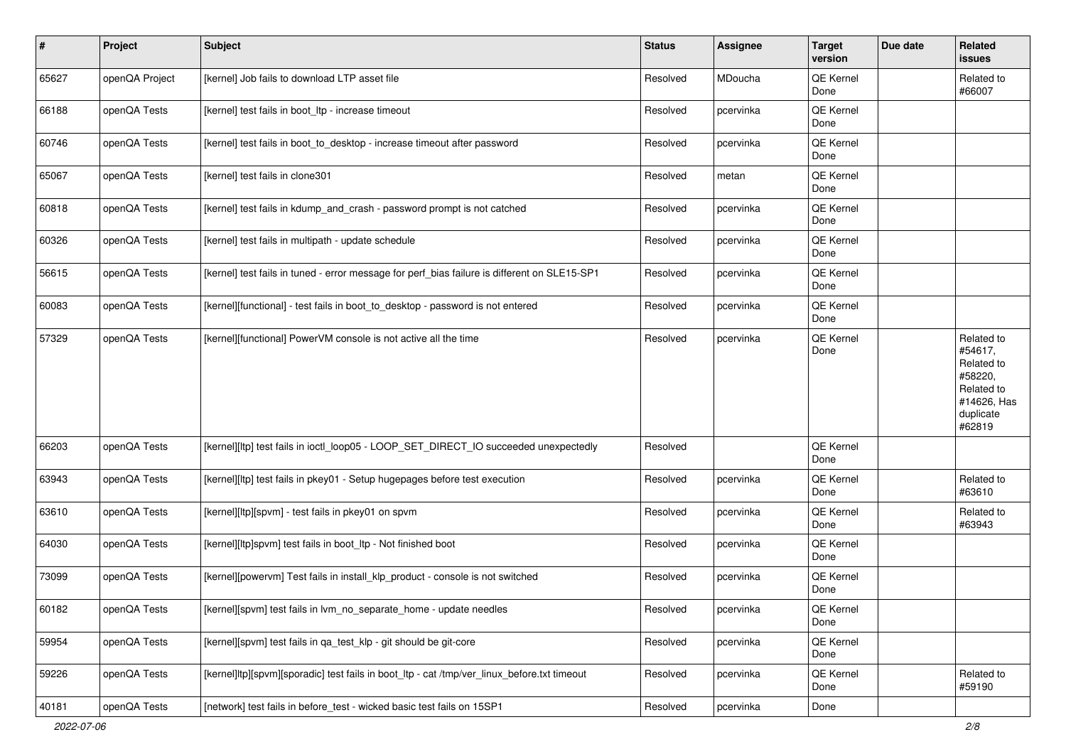| # | Project | Subject | Status | Assignee | Target version | Due date | Related issues |
|---|---|---|---|---|---|---|---|
| 65627 | openQA Project | [kernel] Job fails to download LTP asset file | Resolved | MDoucha | QE Kernel Done | | Related to #66007 |
| 66188 | openQA Tests | [kernel] test fails in boot_ltp - increase timeout | Resolved | pcervinka | QE Kernel Done | | |
| 60746 | openQA Tests | [kernel] test fails in boot_to_desktop - increase timeout after password | Resolved | pcervinka | QE Kernel Done | | |
| 65067 | openQA Tests | [kernel] test fails in clone301 | Resolved | metan | QE Kernel Done | | |
| 60818 | openQA Tests | [kernel] test fails in kdump_and_crash - password prompt is not catched | Resolved | pcervinka | QE Kernel Done | | |
| 60326 | openQA Tests | [kernel] test fails in multipath - update schedule | Resolved | pcervinka | QE Kernel Done | | |
| 56615 | openQA Tests | [kernel] test fails in tuned - error message for perf_bias failure is different on SLE15-SP1 | Resolved | pcervinka | QE Kernel Done | | |
| 60083 | openQA Tests | [kernel][functional] - test fails in boot_to_desktop - password is not entered | Resolved | pcervinka | QE Kernel Done | | |
| 57329 | openQA Tests | [kernel][functional] PowerVM console is not active all the time | Resolved | pcervinka | QE Kernel Done | | Related to #54617, Related to #58220, Related to #14626, Has duplicate #62819 |
| 66203 | openQA Tests | [kernel][ltp] test fails in ioctl_loop05 - LOOP_SET_DIRECT_IO succeeded unexpectedly | Resolved | | QE Kernel Done | | |
| 63943 | openQA Tests | [kernel][ltp] test fails in pkey01 - Setup hugepages before test execution | Resolved | pcervinka | QE Kernel Done | | Related to #63610 |
| 63610 | openQA Tests | [kernel][ltp][spvm] - test fails in pkey01 on spvm | Resolved | pcervinka | QE Kernel Done | | Related to #63943 |
| 64030 | openQA Tests | [kernel][ltp]spvm] test fails in boot_ltp - Not finished boot | Resolved | pcervinka | QE Kernel Done | | |
| 73099 | openQA Tests | [kernel][powervm] Test fails in install_klp_product - console is not switched | Resolved | pcervinka | QE Kernel Done | | |
| 60182 | openQA Tests | [kernel][spvm] test fails in lvm_no_separate_home - update needles | Resolved | pcervinka | QE Kernel Done | | |
| 59954 | openQA Tests | [kernel][spvm] test fails in qa_test_klp - git should be git-core | Resolved | pcervinka | QE Kernel Done | | |
| 59226 | openQA Tests | [kernel]ltp][spvm][sporadic] test fails in boot_ltp - cat /tmp/ver_linux_before.txt timeout | Resolved | pcervinka | QE Kernel Done | | Related to #59190 |
| 40181 | openQA Tests | [network] test fails in before_test - wicked basic test fails on 15SP1 | Resolved | pcervinka | Done | | |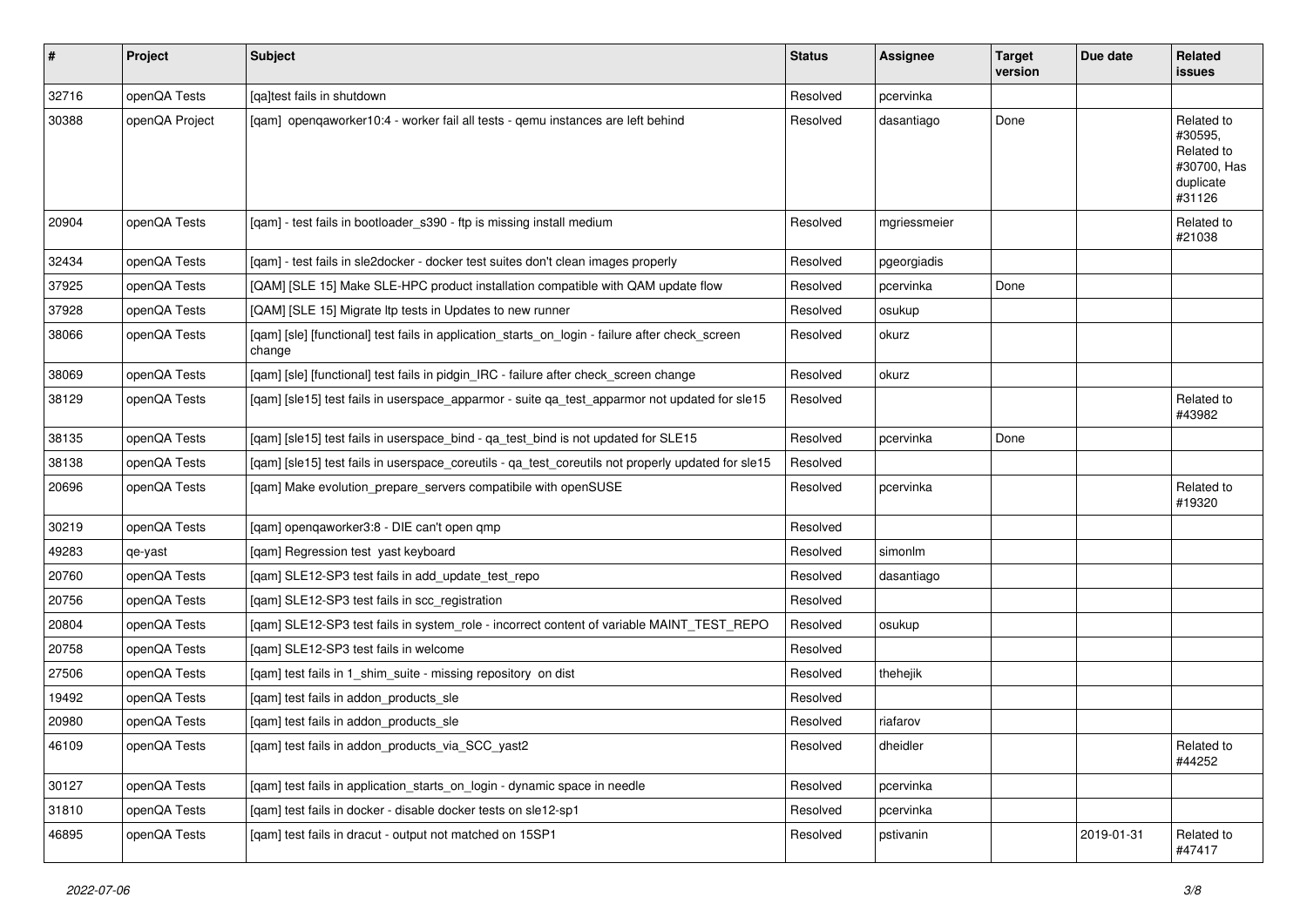| # | Project | Subject | Status | Assignee | Target version | Due date | Related issues |
|---|---|---|---|---|---|---|---|
| 32716 | openQA Tests | [qa]test fails in shutdown | Resolved | pcervinka | | | |
| 30388 | openQA Project | [qam] openqaworker10:4 - worker fail all tests - qemu instances are left behind | Resolved | dasantiago | Done | | Related to #30595, Related to #30700, Has duplicate #31126 |
| 20904 | openQA Tests | [qam] - test fails in bootloader_s390 - ftp is missing install medium | Resolved | mgriessmeier | | | Related to #21038 |
| 32434 | openQA Tests | [qam] - test fails in sle2docker - docker test suites don't clean images properly | Resolved | pgeorgiadis | | | |
| 37925 | openQA Tests | [QAM] [SLE 15] Make SLE-HPC product installation compatible with QAM update flow | Resolved | pcervinka | Done | | |
| 37928 | openQA Tests | [QAM] [SLE 15] Migrate ltp tests in Updates to new runner | Resolved | osukup | | | |
| 38066 | openQA Tests | [qam] [sle] [functional] test fails in application_starts_on_login - failure after check_screen change | Resolved | okurz | | | |
| 38069 | openQA Tests | [qam] [sle] [functional] test fails in pidgin_IRC - failure after check_screen change | Resolved | okurz | | | |
| 38129 | openQA Tests | [qam] [sle15] test fails in userspace_apparmor - suite qa_test_apparmor not updated for sle15 | Resolved | | | | Related to #43982 |
| 38135 | openQA Tests | [qam] [sle15] test fails in userspace_bind - qa_test_bind is not updated for SLE15 | Resolved | pcervinka | Done | | |
| 38138 | openQA Tests | [qam] [sle15] test fails in userspace_coreutils - qa_test_coreutils not properly updated for sle15 | Resolved | | | | |
| 20696 | openQA Tests | [qam] Make evolution_prepare_servers compatibile with openSUSE | Resolved | pcervinka | | | Related to #19320 |
| 30219 | openQA Tests | [qam] openqaworker3:8 - DIE can't open qmp | Resolved | | | | |
| 49283 | qe-yast | [qam] Regression test yast keyboard | Resolved | simonlm | | | |
| 20760 | openQA Tests | [qam] SLE12-SP3 test fails in add_update_test_repo | Resolved | dasantiago | | | |
| 20756 | openQA Tests | [qam] SLE12-SP3 test fails in scc_registration | Resolved | | | | |
| 20804 | openQA Tests | [qam] SLE12-SP3 test fails in system_role - incorrect content of variable MAINT_TEST_REPO | Resolved | osukup | | | |
| 20758 | openQA Tests | [qam] SLE12-SP3 test fails in welcome | Resolved | | | | |
| 27506 | openQA Tests | [qam] test fails in 1_shim_suite - missing repository on dist | Resolved | thehejik | | | |
| 19492 | openQA Tests | [qam] test fails in addon_products_sle | Resolved | | | | |
| 20980 | openQA Tests | [qam] test fails in addon_products_sle | Resolved | riafarov | | | |
| 46109 | openQA Tests | [qam] test fails in addon_products_via_SCC_yast2 | Resolved | dheidler | | | Related to #44252 |
| 30127 | openQA Tests | [qam] test fails in application_starts_on_login - dynamic space in needle | Resolved | pcervinka | | | |
| 31810 | openQA Tests | [qam] test fails in docker - disable docker tests on sle12-sp1 | Resolved | pcervinka | | | |
| 46895 | openQA Tests | [qam] test fails in dracut - output not matched on 15SP1 | Resolved | pstivanin | | 2019-01-31 | Related to #47417 |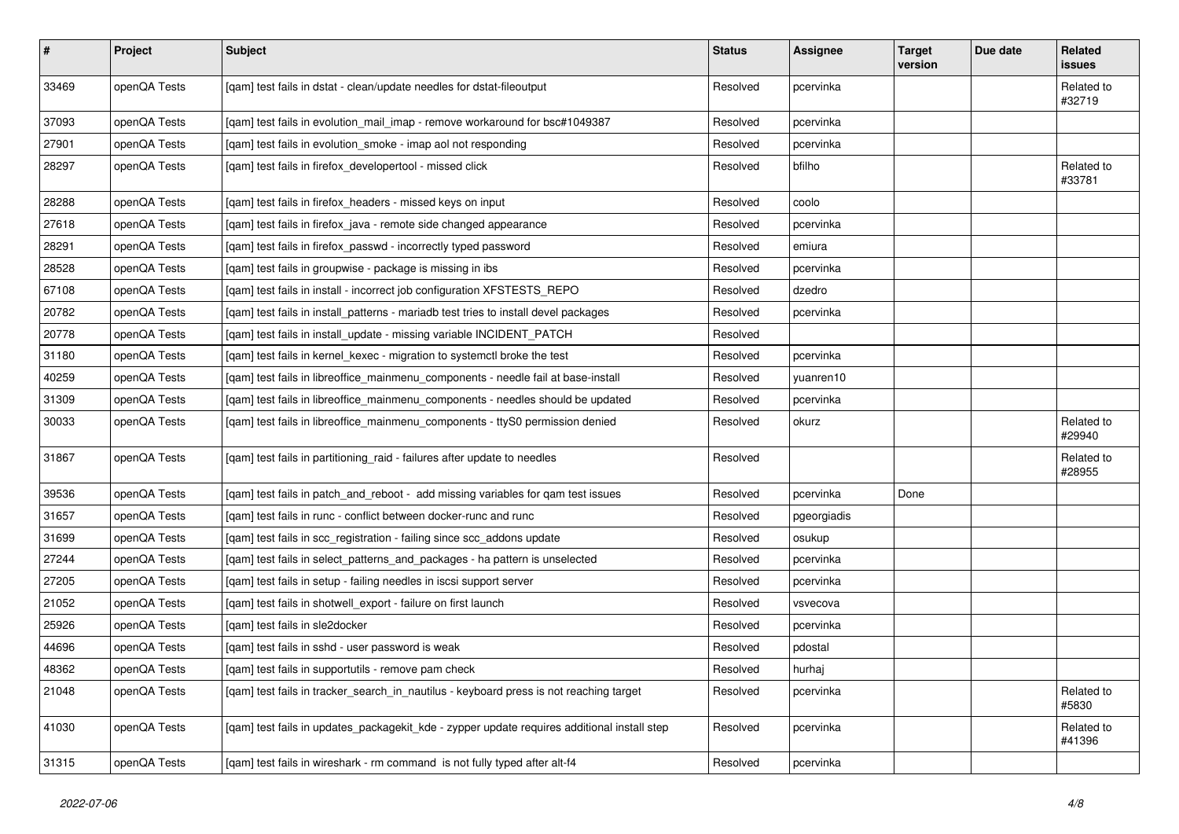| # | Project | Subject | Status | Assignee | Target version | Due date | Related issues |
|---|---|---|---|---|---|---|---|
| 33469 | openQA Tests | [qam] test fails in dstat - clean/update needles for dstat-fileoutput | Resolved | pcervinka | | | Related to #32719 |
| 37093 | openQA Tests | [qam] test fails in evolution_mail_imap - remove workaround for bsc#1049387 | Resolved | pcervinka | | | |
| 27901 | openQA Tests | [qam] test fails in evolution_smoke - imap aol not responding | Resolved | pcervinka | | | |
| 28297 | openQA Tests | [qam] test fails in firefox_developertool - missed click | Resolved | bfilho | | | Related to #33781 |
| 28288 | openQA Tests | [qam] test fails in firefox_headers - missed keys on input | Resolved | coolo | | | |
| 27618 | openQA Tests | [qam] test fails in firefox_java - remote side changed appearance | Resolved | pcervinka | | | |
| 28291 | openQA Tests | [qam] test fails in firefox_passwd - incorrectly typed password | Resolved | emiura | | | |
| 28528 | openQA Tests | [qam] test fails in groupwise - package is missing in ibs | Resolved | pcervinka | | | |
| 67108 | openQA Tests | [qam] test fails in install - incorrect job configuration XFSTESTS_REPO | Resolved | dzedro | | | |
| 20782 | openQA Tests | [qam] test fails in install_patterns - mariadb test tries to install devel packages | Resolved | pcervinka | | | |
| 20778 | openQA Tests | [qam] test fails in install_update - missing variable INCIDENT_PATCH | Resolved | | | | |
| 31180 | openQA Tests | [qam] test fails in kernel_kexec - migration to systemctl broke the test | Resolved | pcervinka | | | |
| 40259 | openQA Tests | [qam] test fails in libreoffice_mainmenu_components - needle fail at base-install | Resolved | yuanren10 | | | |
| 31309 | openQA Tests | [qam] test fails in libreoffice_mainmenu_components - needles should be updated | Resolved | pcervinka | | | |
| 30033 | openQA Tests | [qam] test fails in libreoffice_mainmenu_components - ttyS0 permission denied | Resolved | okurz | | | Related to #29940 |
| 31867 | openQA Tests | [qam] test fails in partitioning_raid - failures after update to needles | Resolved | | | | Related to #28955 |
| 39536 | openQA Tests | [qam] test fails in patch_and_reboot - add missing variables for qam test issues | Resolved | pcervinka | Done | | |
| 31657 | openQA Tests | [qam] test fails in runc - conflict between docker-runc and runc | Resolved | pgeorgiadis | | | |
| 31699 | openQA Tests | [qam] test fails in scc_registration - failing since scc_addons update | Resolved | osukup | | | |
| 27244 | openQA Tests | [qam] test fails in select_patterns_and_packages - ha pattern is unselected | Resolved | pcervinka | | | |
| 27205 | openQA Tests | [qam] test fails in setup - failing needles in iscsi support server | Resolved | pcervinka | | | |
| 21052 | openQA Tests | [qam] test fails in shotwell_export - failure on first launch | Resolved | vsvecova | | | |
| 25926 | openQA Tests | [qam] test fails in sle2docker | Resolved | pcervinka | | | |
| 44696 | openQA Tests | [qam] test fails in sshd - user password is weak | Resolved | pdostal | | | |
| 48362 | openQA Tests | [qam] test fails in supportutils - remove pam check | Resolved | hurhaj | | | |
| 21048 | openQA Tests | [qam] test fails in tracker_search_in_nautilus - keyboard press is not reaching target | Resolved | pcervinka | | | Related to #5830 |
| 41030 | openQA Tests | [qam] test fails in updates_packagekit_kde - zypper update requires additional install step | Resolved | pcervinka | | | Related to #41396 |
| 31315 | openQA Tests | [qam] test fails in wireshark - rm command is not fully typed after alt-f4 | Resolved | pcervinka | | | |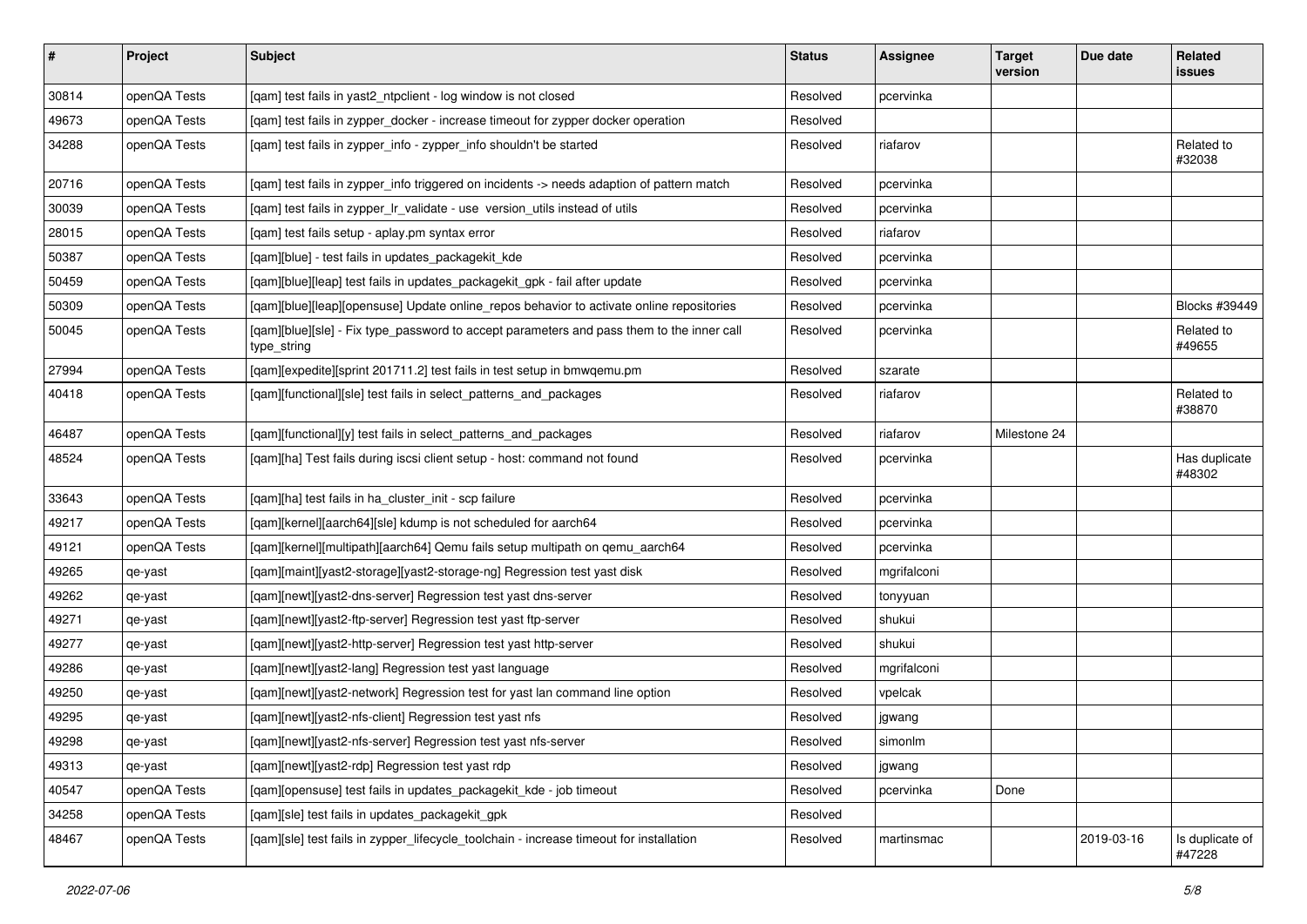| # | Project | Subject | Status | Assignee | Target version | Due date | Related issues |
|---|---|---|---|---|---|---|---|
| 30814 | openQA Tests | [qam] test fails in yast2_ntpclient - log window is not closed | Resolved | pcervinka | | | |
| 49673 | openQA Tests | [qam] test fails in zypper_docker - increase timeout for zypper docker operation | Resolved | | | | |
| 34288 | openQA Tests | [qam] test fails in zypper_info - zypper_info shouldn't be started | Resolved | riafarov | | | Related to #32038 |
| 20716 | openQA Tests | [qam] test fails in zypper_info triggered on incidents -> needs adaption of pattern match | Resolved | pcervinka | | | |
| 30039 | openQA Tests | [qam] test fails in zypper_lr_validate - use version_utils instead of utils | Resolved | pcervinka | | | |
| 28015 | openQA Tests | [qam] test fails setup - aplay.pm syntax error | Resolved | riafarov | | | |
| 50387 | openQA Tests | [qam][blue] - test fails in updates_packagekit_kde | Resolved | pcervinka | | | |
| 50459 | openQA Tests | [qam][blue][leap] test fails in updates_packagekit_gpk - fail after update | Resolved | pcervinka | | | |
| 50309 | openQA Tests | [qam][blue][leap][opensuse] Update online_repos behavior to activate online repositories | Resolved | pcervinka | | | Blocks #39449 |
| 50045 | openQA Tests | [qam][blue][sle] - Fix type_password to accept parameters and pass them to the inner call type_string | Resolved | pcervinka | | | Related to #49655 |
| 27994 | openQA Tests | [qam][expedite][sprint 201711.2] test fails in test setup in bmwqemu.pm | Resolved | szarate | | | |
| 40418 | openQA Tests | [qam][functional][sle] test fails in select_patterns_and_packages | Resolved | riafarov | | | Related to #38870 |
| 46487 | openQA Tests | [qam][functional][y] test fails in select_patterns_and_packages | Resolved | riafarov | Milestone 24 | | |
| 48524 | openQA Tests | [qam][ha] Test fails during iscsi client setup - host: command not found | Resolved | pcervinka | | | Has duplicate #48302 |
| 33643 | openQA Tests | [qam][ha] test fails in ha_cluster_init - scp failure | Resolved | pcervinka | | | |
| 49217 | openQA Tests | [qam][kernel][aarch64][sle] kdump is not scheduled for aarch64 | Resolved | pcervinka | | | |
| 49121 | openQA Tests | [qam][kernel][multipath][aarch64] Qemu fails setup multipath on qemu_aarch64 | Resolved | pcervinka | | | |
| 49265 | qe-yast | [qam][maint][yast2-storage][yast2-storage-ng] Regression test yast disk | Resolved | mgrifalconi | | | |
| 49262 | qe-yast | [qam][newt][yast2-dns-server] Regression test yast dns-server | Resolved | tonyyuan | | | |
| 49271 | qe-yast | [qam][newt][yast2-ftp-server] Regression test yast ftp-server | Resolved | shukui | | | |
| 49277 | qe-yast | [qam][newt][yast2-http-server] Regression test yast http-server | Resolved | shukui | | | |
| 49286 | qe-yast | [qam][newt][yast2-lang] Regression test yast language | Resolved | mgrifalconi | | | |
| 49250 | qe-yast | [qam][newt][yast2-network] Regression test for yast lan command line option | Resolved | vpelcak | | | |
| 49295 | qe-yast | [qam][newt][yast2-nfs-client] Regression test yast nfs | Resolved | jgwang | | | |
| 49298 | qe-yast | [qam][newt][yast2-nfs-server] Regression test yast nfs-server | Resolved | simonlm | | | |
| 49313 | qe-yast | [qam][newt][yast2-rdp] Regression test yast rdp | Resolved | jgwang | | | |
| 40547 | openQA Tests | [qam][opensuse] test fails in updates_packagekit_kde - job timeout | Resolved | pcervinka | Done | | |
| 34258 | openQA Tests | [qam][sle] test fails in updates_packagekit_gpk | Resolved | | | | |
| 48467 | openQA Tests | [qam][sle] test fails in zypper_lifecycle_toolchain - increase timeout for installation | Resolved | martinsmac | | 2019-03-16 | Is duplicate of #47228 |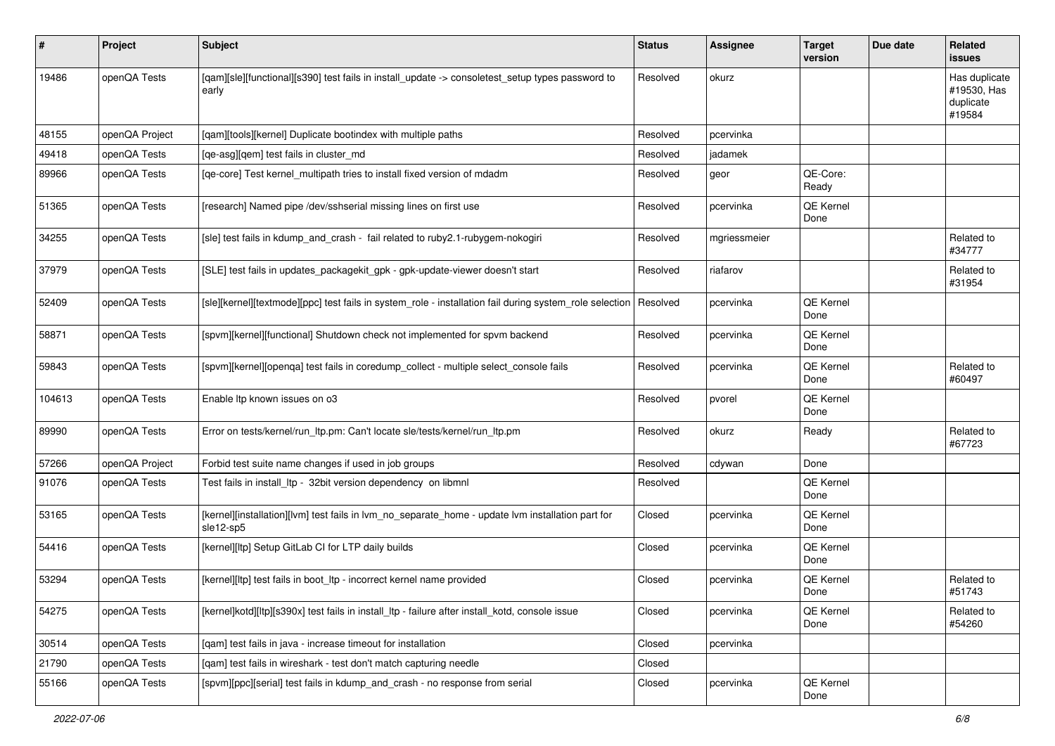| # | Project | Subject | Status | Assignee | Target version | Due date | Related issues |
|---|---|---|---|---|---|---|---|
| 19486 | openQA Tests | [qam][sle][functional][s390] test fails in install_update -> consoletest_setup types password to early | Resolved | okurz | | | Has duplicate #19530, Has duplicate #19584 |
| 48155 | openQA Project | [qam][tools][kernel] Duplicate bootindex with multiple paths | Resolved | pcervinka | | | |
| 49418 | openQA Tests | [qe-asg][qem] test fails in cluster_md | Resolved | jadamek | | | |
| 89966 | openQA Tests | [qe-core] Test kernel_multipath tries to install fixed version of mdadm | Resolved | geor | QE-Core: Ready | | |
| 51365 | openQA Tests | [research] Named pipe /dev/sshserial missing lines on first use | Resolved | pcervinka | QE Kernel Done | | |
| 34255 | openQA Tests | [sle] test fails in kdump_and_crash - fail related to ruby2.1-rubygem-nokogiri | Resolved | mgriessmeier | | | Related to #34777 |
| 37979 | openQA Tests | [SLE] test fails in updates_packagekit_gpk - gpk-update-viewer doesn't start | Resolved | riafarov | | | Related to #31954 |
| 52409 | openQA Tests | [sle][kernel][textmode][ppc] test fails in system_role - installation fail during system_role selection | Resolved | pcervinka | QE Kernel Done | | |
| 58871 | openQA Tests | [spvm][kernel][functional] Shutdown check not implemented for spvm backend | Resolved | pcervinka | QE Kernel Done | | |
| 59843 | openQA Tests | [spvm][kernel][openqa] test fails in coredump_collect - multiple select_console fails | Resolved | pcervinka | QE Kernel Done | | Related to #60497 |
| 104613 | openQA Tests | Enable ltp known issues on o3 | Resolved | pvorel | QE Kernel Done | | |
| 89990 | openQA Tests | Error on tests/kernel/run_ltp.pm: Can't locate sle/tests/kernel/run_ltp.pm | Resolved | okurz | Ready | | Related to #67723 |
| 57266 | openQA Project | Forbid test suite name changes if used in job groups | Resolved | cdywan | Done | | |
| 91076 | openQA Tests | Test fails in install_ltp - 32bit version dependency on libmnl | Resolved | | QE Kernel Done | | |
| 53165 | openQA Tests | [kernel][installation][lvm] test fails in lvm_no_separate_home - update lvm installation part for sle12-sp5 | Closed | pcervinka | QE Kernel Done | | |
| 54416 | openQA Tests | [kernel][ltp] Setup GitLab CI for LTP daily builds | Closed | pcervinka | QE Kernel Done | | |
| 53294 | openQA Tests | [kernel][ltp] test fails in boot_ltp - incorrect kernel name provided | Closed | pcervinka | QE Kernel Done | | Related to #51743 |
| 54275 | openQA Tests | [kernel]kotd][ltp][s390x] test fails in install_ltp - failure after install_kotd, console issue | Closed | pcervinka | QE Kernel Done | | Related to #54260 |
| 30514 | openQA Tests | [qam] test fails in java - increase timeout for installation | Closed | pcervinka | | | |
| 21790 | openQA Tests | [qam] test fails in wireshark - test don't match capturing needle | Closed | | | | |
| 55166 | openQA Tests | [spvm][ppc][serial] test fails in kdump_and_crash - no response from serial | Closed | pcervinka | QE Kernel Done | | |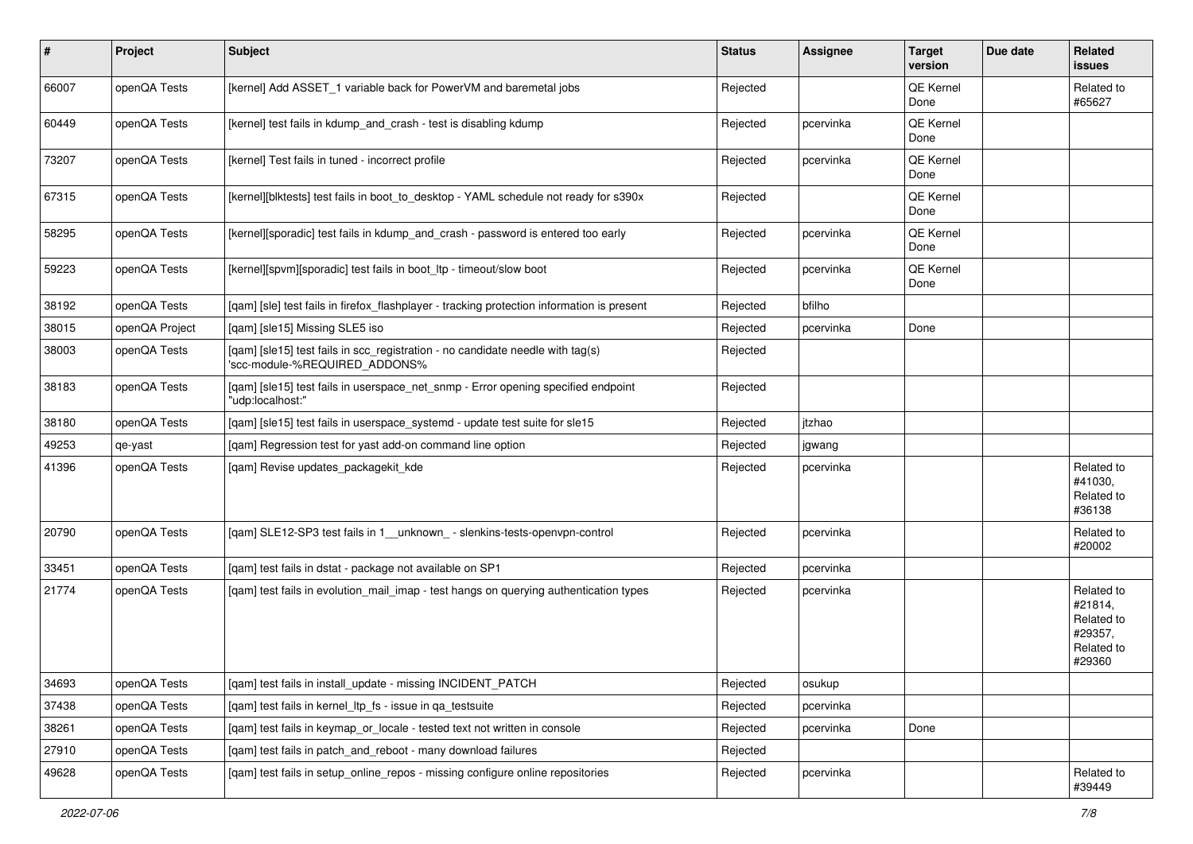| # | Project | Subject | Status | Assignee | Target version | Due date | Related issues |
|---|---|---|---|---|---|---|---|
| 66007 | openQA Tests | [kernel] Add ASSET_1 variable back for PowerVM and baremetal jobs | Rejected | | QE Kernel Done | | Related to #65627 |
| 60449 | openQA Tests | [kernel] test fails in kdump_and_crash - test is disabling kdump | Rejected | pcervinka | QE Kernel Done | | |
| 73207 | openQA Tests | [kernel] Test fails in tuned - incorrect profile | Rejected | pcervinka | QE Kernel Done | | |
| 67315 | openQA Tests | [kernel][blktests] test fails in boot_to_desktop - YAML schedule not ready for s390x | Rejected | | QE Kernel Done | | |
| 58295 | openQA Tests | [kernel][sporadic] test fails in kdump_and_crash - password is entered too early | Rejected | pcervinka | QE Kernel Done | | |
| 59223 | openQA Tests | [kernel][spvm][sporadic] test fails in boot_ltp - timeout/slow boot | Rejected | pcervinka | QE Kernel Done | | |
| 38192 | openQA Tests | [qam] [sle] test fails in firefox_flashplayer - tracking protection information is present | Rejected | bfilho | | | |
| 38015 | openQA Project | [qam] [sle15] Missing SLE5 iso | Rejected | pcervinka | Done | | |
| 38003 | openQA Tests | [qam] [sle15] test fails in scc_registration - no candidate needle with tag(s) 'scc-module-%REQUIRED_ADDONS% | Rejected | | | | |
| 38183 | openQA Tests | [qam] [sle15] test fails in userspace_net_snmp - Error opening specified endpoint "udp:localhost:" | Rejected | | | | |
| 38180 | openQA Tests | [qam] [sle15] test fails in userspace_systemd - update test suite for sle15 | Rejected | jtzhao | | | |
| 49253 | qe-yast | [qam] Regression test for yast add-on command line option | Rejected | jgwang | | | |
| 41396 | openQA Tests | [qam] Revise updates_packagekit_kde | Rejected | pcervinka | | | Related to #41030, Related to #36138 |
| 20790 | openQA Tests | [qam] SLE12-SP3 test fails in 1__unknown_ - slenkins-tests-openvpn-control | Rejected | pcervinka | | | Related to #20002 |
| 33451 | openQA Tests | [qam] test fails in dstat - package not available on SP1 | Rejected | pcervinka | | | |
| 21774 | openQA Tests | [qam] test fails in evolution_mail_imap - test hangs on querying authentication types | Rejected | pcervinka | | | Related to #21814, Related to #29357, Related to #29360 |
| 34693 | openQA Tests | [qam] test fails in install_update - missing INCIDENT_PATCH | Rejected | osukup | | | |
| 37438 | openQA Tests | [qam] test fails in kernel_ltp_fs - issue in qa_testsuite | Rejected | pcervinka | | | |
| 38261 | openQA Tests | [qam] test fails in keymap_or_locale - tested text not written in console | Rejected | pcervinka | Done | | |
| 27910 | openQA Tests | [qam] test fails in patch_and_reboot - many download failures | Rejected | | | | |
| 49628 | openQA Tests | [qam] test fails in setup_online_repos - missing configure online repositories | Rejected | pcervinka | | | Related to #39449 |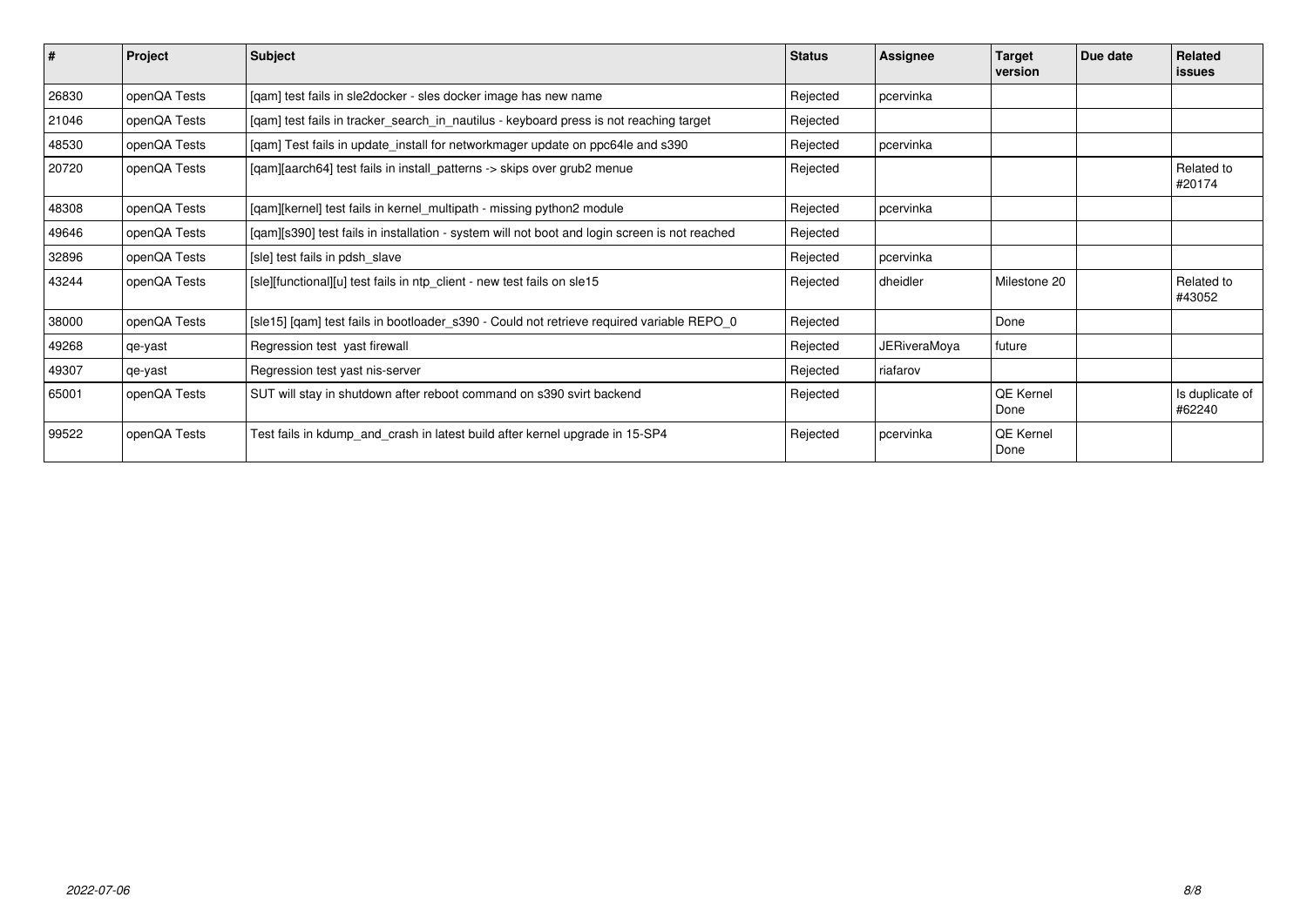| # | Project | Subject | Status | Assignee | Target version | Due date | Related issues |
|---|---|---|---|---|---|---|---|
| 26830 | openQA Tests | [qam] test fails in sle2docker - sles docker image has new name | Rejected | pcervinka | | | |
| 21046 | openQA Tests | [qam] test fails in tracker_search_in_nautilus - keyboard press is not reaching target | Rejected | | | | |
| 48530 | openQA Tests | [qam] Test fails in update_install for networkmager update on ppc64le and s390 | Rejected | pcervinka | | | |
| 20720 | openQA Tests | [qam][aarch64] test fails in install_patterns -> skips over grub2 menue | Rejected | | | | Related to #20174 |
| 48308 | openQA Tests | [qam][kernel] test fails in kernel_multipath - missing python2 module | Rejected | pcervinka | | | |
| 49646 | openQA Tests | [qam][s390] test fails in installation - system will not boot and login screen is not reached | Rejected | | | | |
| 32896 | openQA Tests | [sle] test fails in pdsh_slave | Rejected | pcervinka | | | |
| 43244 | openQA Tests | [sle][functional][u] test fails in ntp_client - new test fails on sle15 | Rejected | dheidler | Milestone 20 | | Related to #43052 |
| 38000 | openQA Tests | [sle15] [qam] test fails in bootloader_s390 - Could not retrieve required variable REPO_0 | Rejected | | Done | | |
| 49268 | qe-yast | Regression test yast firewall | Rejected | JERiveraMoya | future | | |
| 49307 | qe-yast | Regression test yast nis-server | Rejected | riafarov | | | |
| 65001 | openQA Tests | SUT will stay in shutdown after reboot command on s390 svirt backend | Rejected | | QE Kernel Done | | Is duplicate of #62240 |
| 99522 | openQA Tests | Test fails in kdump_and_crash in latest build after kernel upgrade in 15-SP4 | Rejected | pcervinka | QE Kernel Done | | |